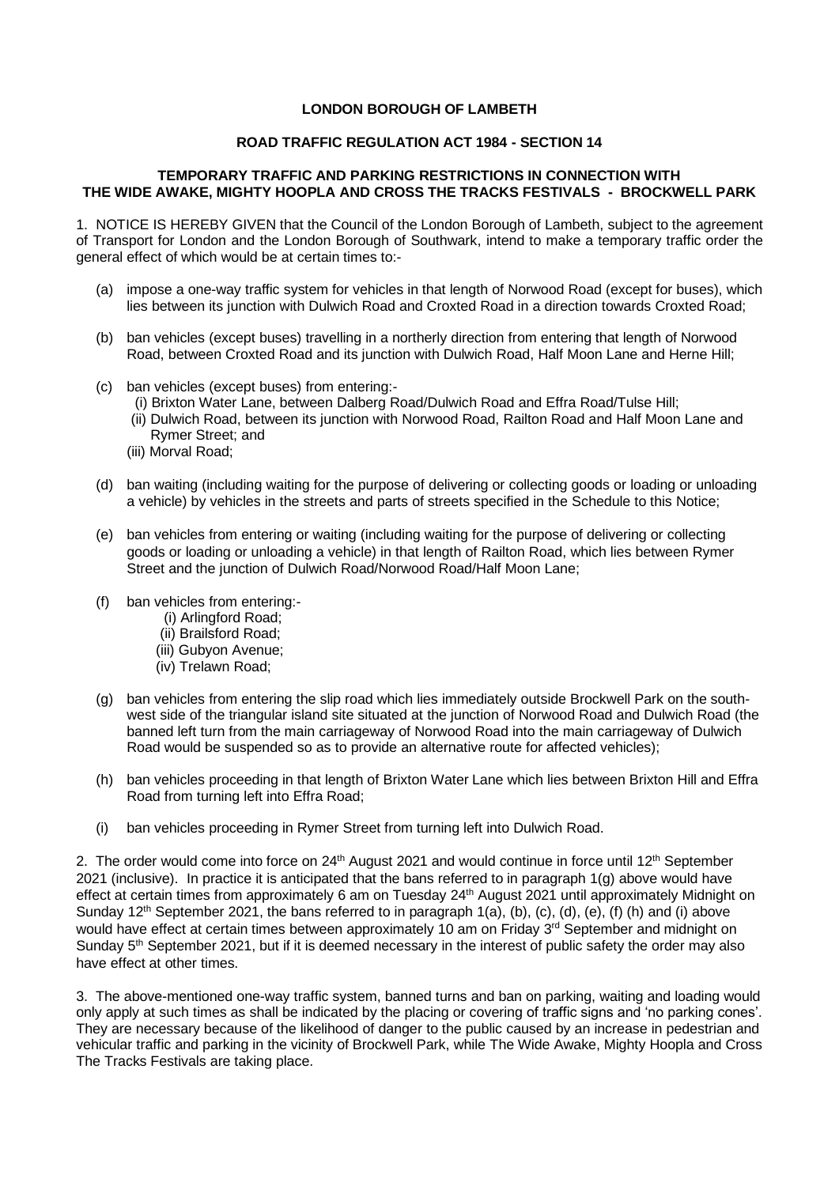**LONDON BOROUGH OF LAMBETH**

**ROAD TRAFFIC REGULATION ACT 1984 - SECTION 14**

**TEMPORARY TRAFFIC AND PARKING RESTRICTIONS IN CONNECTION WITH THE WIDE AWAKE, MIGHTY HOOPLA AND CROSS THE TRACKS FESTIVALS - BROCKWELL PARK**

1. NOTICE IS HEREBY GIVEN that the Council of the London Borough of Lambeth, subject to the agreement of Transport for London and the London Borough of Southwark, intend to make a temporary traffic order the general effect of which would be at certain times to:-

   (a) impose a one-way traffic system for vehicles in that length of Norwood Road (except for buses), which lies between its junction with Dulwich Road and Croxted Road in a direction towards Croxted Road;

   (b) ban vehicles (except buses) travelling in a northerly direction from entering that length of Norwood Road, between Croxted Road and its junction with Dulwich Road, Half Moon Lane and Herne Hill;

   (c) ban vehicles (except buses) from entering:-
      (i) Brixton Water Lane, between Dalberg Road/Dulwich Road and Effra Road/Tulse Hill;
      (ii) Dulwich Road, between its junction with Norwood Road, Railton Road and Half Moon Lane and Rymer Street; and
      (iii) Morval Road;

   (d) ban waiting (including waiting for the purpose of delivering or collecting goods or loading or unloading a vehicle) by vehicles in the streets and parts of streets specified in the Schedule to this Notice;

   (e) ban vehicles from entering or waiting (including waiting for the purpose of delivering or collecting goods or loading or unloading a vehicle) in that length of Railton Road, which lies between Rymer Street and the junction of Dulwich Road/Norwood Road/Half Moon Lane;

   (f) ban vehicles from entering:-
      (i) Arlingford Road;
      (ii) Brailsford Road;
      (iii) Gubyon Avenue;
      (iv) Trelawn Road;

   (g) ban vehicles from entering the slip road which lies immediately outside Brockwell Park on the south-west side of the triangular island site situated at the junction of Norwood Road and Dulwich Road (the banned left turn from the main carriageway of Norwood Road into the main carriageway of Dulwich Road would be suspended so as to provide an alternative route for affected vehicles);

   (h) ban vehicles proceeding in that length of Brixton Water Lane which lies between Brixton Hill and Effra Road from turning left into Effra Road;

   (i) ban vehicles proceeding in Rymer Street from turning left into Dulwich Road.

2. The order would come into force on 24th August 2021 and would continue in force until 12th September 2021 (inclusive). In practice it is anticipated that the bans referred to in paragraph 1(g) above would have effect at certain times from approximately 6 am on Tuesday 24th August 2021 until approximately Midnight on Sunday 12th September 2021, the bans referred to in paragraph 1(a), (b), (c), (d), (e), (f) (h) and (i) above would have effect at certain times between approximately 10 am on Friday 3rd September and midnight on Sunday 5th September 2021, but if it is deemed necessary in the interest of public safety the order may also have effect at other times.

3. The above-mentioned one-way traffic system, banned turns and ban on parking, waiting and loading would only apply at such times as shall be indicated by the placing or covering of traffic signs and 'no parking cones'. They are necessary because of the likelihood of danger to the public caused by an increase in pedestrian and vehicular traffic and parking in the vicinity of Brockwell Park, while The Wide Awake, Mighty Hoopla and Cross The Tracks Festivals are taking place.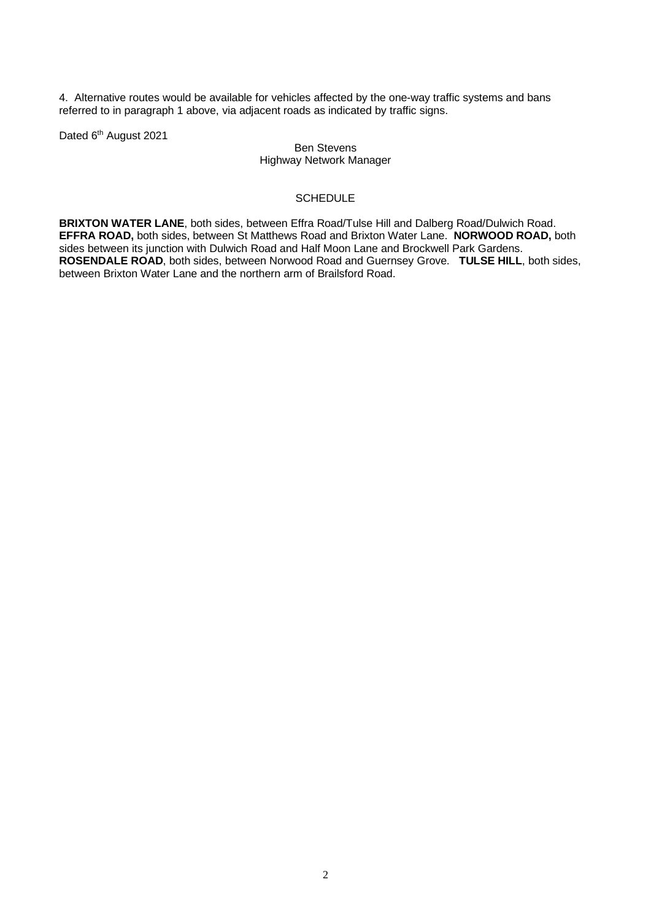4. Alternative routes would be available for vehicles affected by the one-way traffic systems and bans referred to in paragraph 1 above, via adjacent roads as indicated by traffic signs.

Dated 6th August 2021

Ben Stevens
Highway Network Manager

SCHEDULE

**BRIXTON WATER LANE**, both sides, between Effra Road/Tulse Hill and Dalberg Road/Dulwich Road. **EFFRA ROAD,** both sides, between St Matthews Road and Brixton Water Lane. **NORWOOD ROAD,** both sides between its junction with Dulwich Road and Half Moon Lane and Brockwell Park Gardens. **ROSENDALE ROAD**, both sides, between Norwood Road and Guernsey Grove. **TULSE HILL**, both sides, between Brixton Water Lane and the northern arm of Brailsford Road.